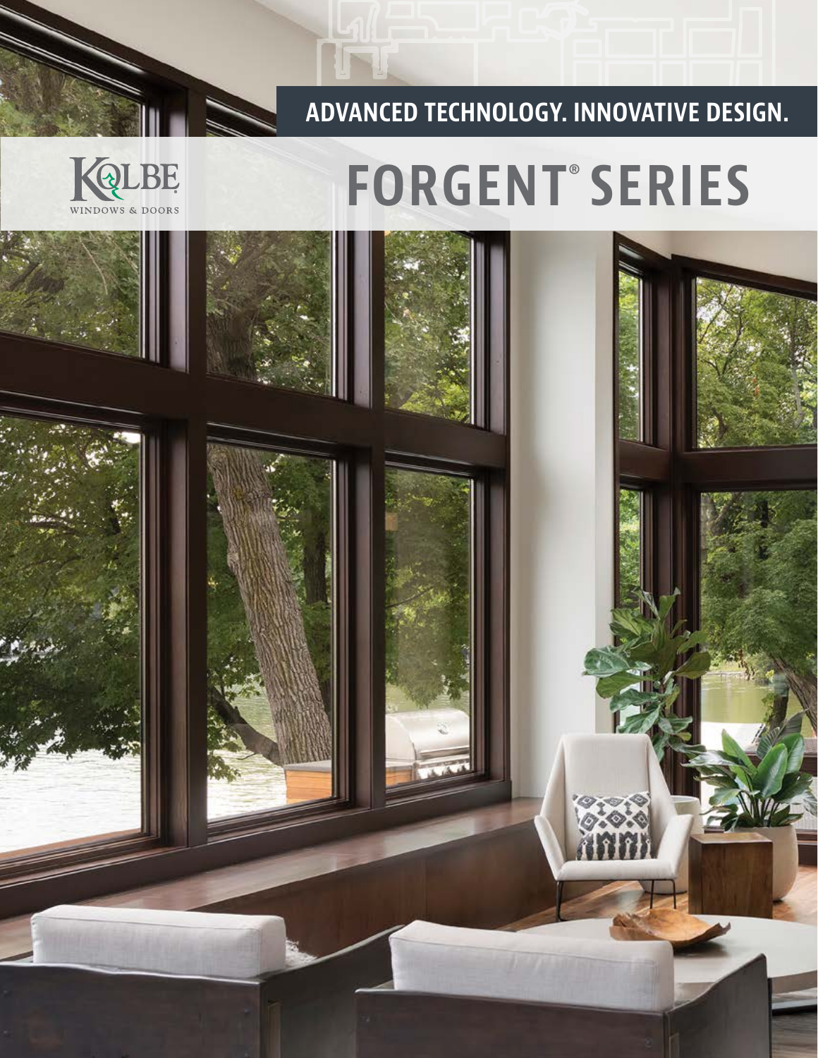ADVANCED TECHNOLOGY. INNOVATIVE DESIGN.

KOLBE WINDOWS & DOORS

# FORGENT® SERIES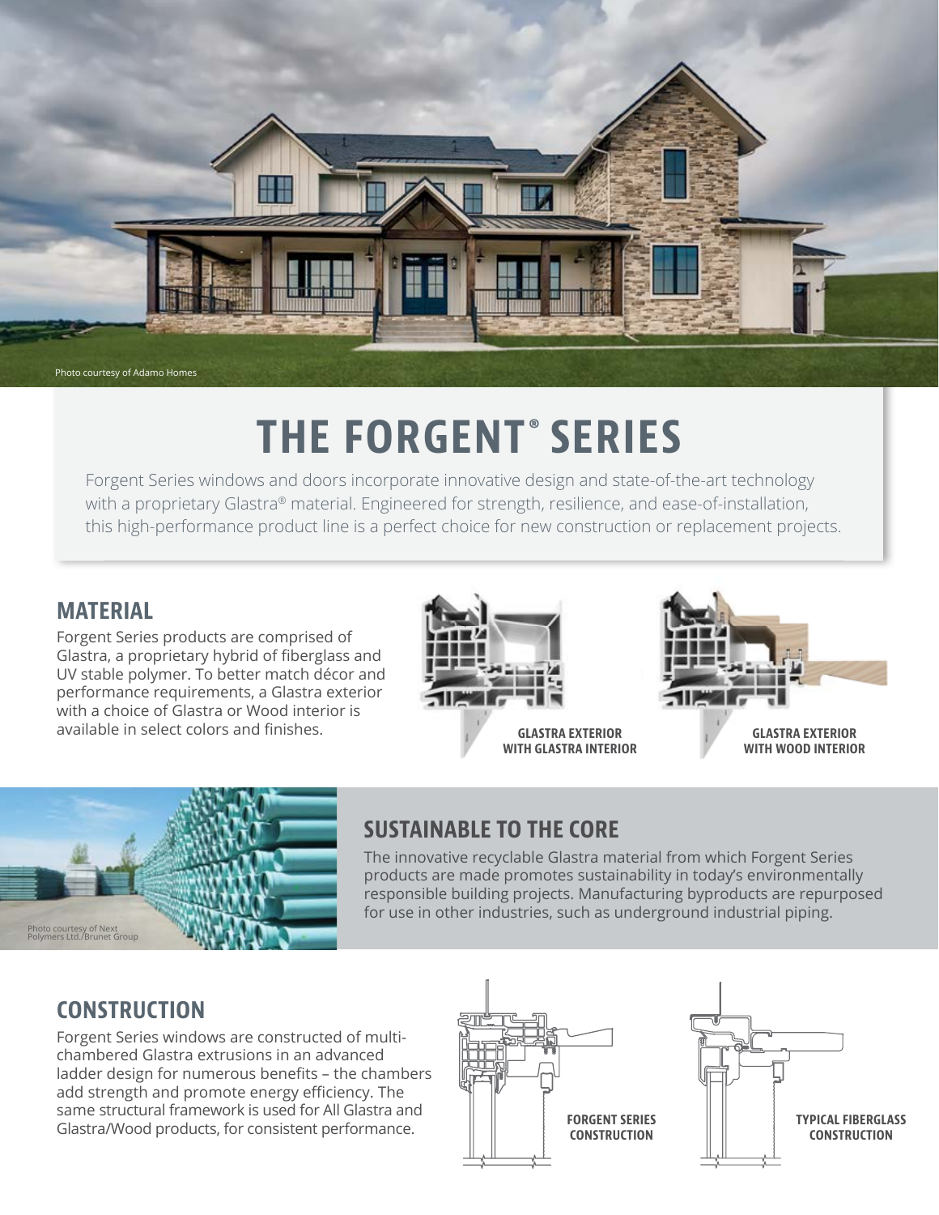Photo courtesy of Adamo Homes

# THE FORGENT® SERIES

Forgent Series windows and doors incorporate innovative design and state-of-the-art technology with a proprietary Glastra® material. Engineered for strength, resilience, and ease-of-installation, this high-performance product line is a perfect choice for new construction or replacement projects.

## MATERIAL

Forgent Series products are comprised of Glastra, a proprietary hybrid of fiberglass and UV stable polymer. To better match décor and performance requirements, a Glastra exterior with a choice of Glastra or Wood interior is available in select colors and finishes.

GLASTRA EXTERIOR WITH GLASTRA INTERIOR

GLASTRA EXTERIOR WITH WOOD INTERIOR

Photo courtesy of Next Polymers Ltd./Brunet Group

## SUSTAINABLE TO THE CORE

The innovative recyclable Glastra material from which Forgent Series products are made promotes sustainability in today's environmentally responsible building projects. Manufacturing byproducts are repurposed for use in other industries, such as underground industrial piping.

## CONSTRUCTION

Forgent Series windows are constructed of multi-chambered Glastra extrusions in an advanced ladder design for numerous benefits – the chambers add strength and promote energy efficiency. The same structural framework is used for All Glastra and Glastra/Wood products, for consistent performance.

FORGENT SERIES CONSTRUCTION

TYPICAL FIBERGLASS CONSTRUCTION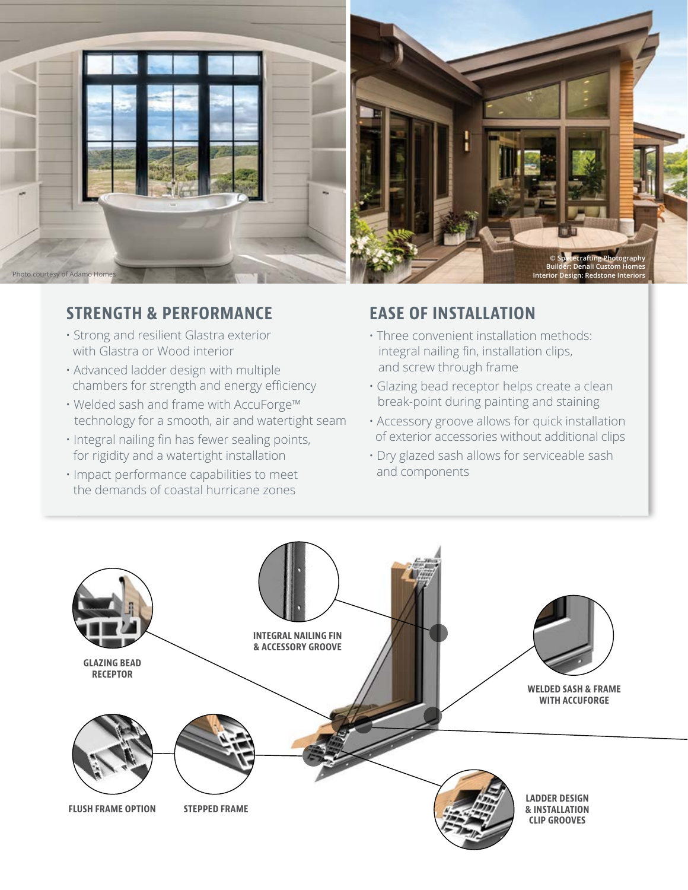Photo courtesy of Adamo Homes

© Spacecrafting Photography
Builder: Denali Custom Homes
Interior Design: Redstone Interiors

## STRENGTH & PERFORMANCE

- Strong and resilient Glastra exterior with Glastra or Wood interior
- Advanced ladder design with multiple chambers for strength and energy efficiency
- Welded sash and frame with AccuForge™ technology for a smooth, air and watertight seam
- Integral nailing fin has fewer sealing points, for rigidity and a watertight installation
- Impact performance capabilities to meet the demands of coastal hurricane zones

## EASE OF INSTALLATION

- Three convenient installation methods: integral nailing fin, installation clips, and screw through frame
- Glazing bead receptor helps create a clean break-point during painting and staining
- Accessory groove allows for quick installation of exterior accessories without additional clips
- Dry glazed sash allows for serviceable sash and components

**GLAZING BEAD RECEPTOR**

**INTEGRAL NAILING FIN & ACCESSORY GROOVE**

**WELDED SASH & FRAME WITH ACCUFORGE**

**FLUSH FRAME OPTION**

**STEPPED FRAME**

**LADDER DESIGN & INSTALLATION CLIP GROOVES**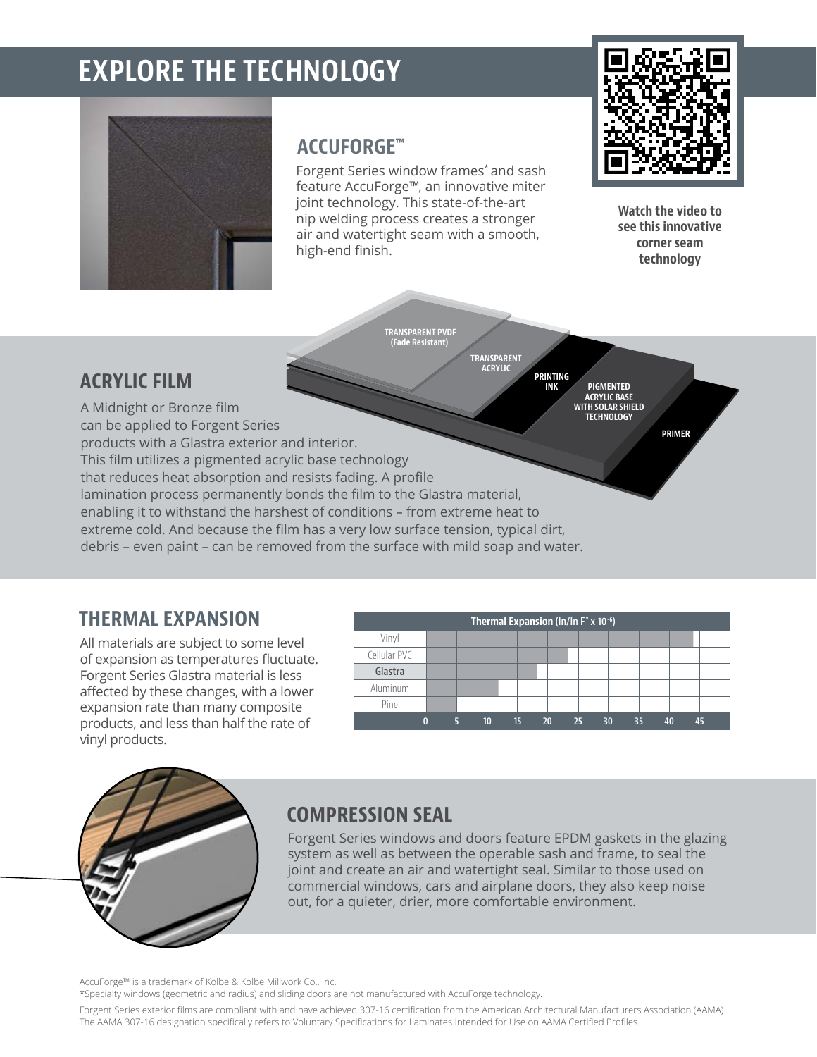# EXPLORE THE TECHNOLOGY

## ACCUFORGE™

Forgent Series window frames* and sash feature AccuForge™, an innovative miter joint technology. This state-of-the-art nip welding process creates a stronger air and watertight seam with a smooth, high-end finish.

**Watch the video to see this innovative corner seam technology**

## ACRYLIC FILM

TRANSPARENT PVDF (Fade Resistant)
TRANSPARENT ACRYLIC
PRINTING INK
PIGMENTED ACRYLIC BASE WITH SOLAR SHIELD TECHNOLOGY
PRIMER

A Midnight or Bronze film can be applied to Forgent Series products with a Glastra exterior and interior. This film utilizes a pigmented acrylic base technology that reduces heat absorption and resists fading. A profile lamination process permanently bonds the film to the Glastra material, enabling it to withstand the harshest of conditions – from extreme heat to extreme cold. And because the film has a very low surface tension, typical dirt, debris – even paint – can be removed from the surface with mild soap and water.

## THERMAL EXPANSION

All materials are subject to some level of expansion as temperatures fluctuate. Forgent Series Glastra material is less affected by these changes, with a lower expansion rate than many composite products, and less than half the rate of vinyl products.

**Thermal Expansion** (In/In F° x $10^{-6}$)

| Material | Approx. value |
|---|---|
| Vinyl | ~44 |
| Cellular PVC | ~23 |
| Glastra | ~19 |
| Aluminum | ~12 |
| Pine | ~5 |

Scale: 0, 5, 10, 15, 20, 25, 30, 35, 40, 45

## COMPRESSION SEAL

Forgent Series windows and doors feature EPDM gaskets in the glazing system as well as between the operable sash and frame, to seal the joint and create an air and watertight seal. Similar to those used on commercial windows, cars and airplane doors, they also keep noise out, for a quieter, drier, more comfortable environment.

AccuForge™ is a trademark of Kolbe & Kolbe Millwork Co., Inc.

*Specialty windows (geometric and radius) and sliding doors are not manufactured with AccuForge technology.

Forgent Series exterior films are compliant with and have achieved 307-16 certification from the American Architectural Manufacturers Association (AAMA). The AAMA 307-16 designation specifically refers to Voluntary Specifications for Laminates Intended for Use on AAMA Certified Profiles.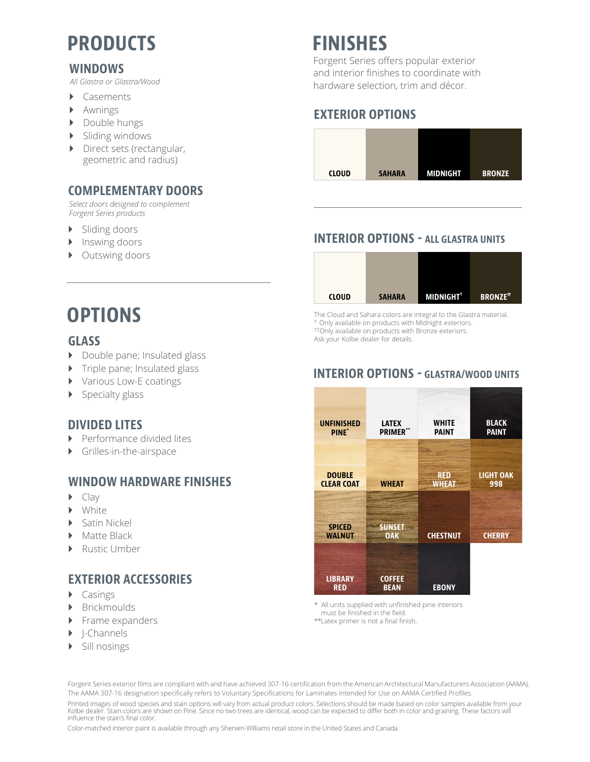# PRODUCTS

## WINDOWS

*All Glastra or Glastra/Wood*

- Casements
- Awnings
- Double hungs
- Sliding windows
- Direct sets (rectangular, geometric and radius)

## COMPLEMENTARY DOORS

*Select doors designed to complement Forgent Series products*

- Sliding doors
- Inswing doors
- Outswing doors

# OPTIONS

## GLASS

- Double pane; Insulated glass
- Triple pane; Insulated glass
- Various Low-E coatings
- Specialty glass

## DIVIDED LITES

- Performance divided lites
- Grilles-in-the-airspace

## WINDOW HARDWARE FINISHES

- Clay
- White
- Satin Nickel
- Matte Black
- Rustic Umber

## EXTERIOR ACCESSORIES

- Casings
- Brickmoulds
- Frame expanders
- J-Channels
- Sill nosings

# FINISHES

Forgent Series offers popular exterior and interior finishes to coordinate with hardware selection, trim and décor.

## EXTERIOR OPTIONS

| CLOUD | SAHARA | MIDNIGHT | BRONZE |
|---|---|---|---|

## INTERIOR OPTIONS - ALL GLASTRA UNITS

| CLOUD | SAHARA | MIDNIGHT† | BRONZE†† |
|---|---|---|---|

The Cloud and Sahara colors are integral to the Glastra material.
† Only available on products with Midnight exteriors.
††Only available on products with Bronze exteriors.
Ask your Kolbe dealer for details.

## INTERIOR OPTIONS - GLASTRA/WOOD UNITS

| | | | |
|---|---|---|---|
| UNFINISHED PINE* | LATEX PRIMER** | WHITE PAINT | BLACK PAINT |
| DOUBLE CLEAR COAT | WHEAT | RED WHEAT | LIGHT OAK 998 |
| SPICED WALNUT | SUNSET OAK | CHESTNUT | CHERRY |
| LIBRARY RED | COFFEE BEAN | EBONY | |

\* All units supplied with unfinished pine interiors must be finished in the field.
**Latex primer is not a final finish.

Forgent Series exterior films are compliant with and have achieved 307-16 certification from the American Architectural Manufacturers Association (AAMA). The AAMA 307-16 designation specifically refers to Voluntary Specifications for Laminates Intended for Use on AAMA Certified Profiles.

Printed images of wood species and stain options will vary from actual product colors. Selections should be made based on color samples available from your Kolbe dealer. Stain colors are shown on Pine. Since no two trees are identical, wood can be expected to differ both in color and graining. These factors will influence the stain's final color.

Color-matched interior paint is available through any Sherwin-Williams retail store in the United States and Canada.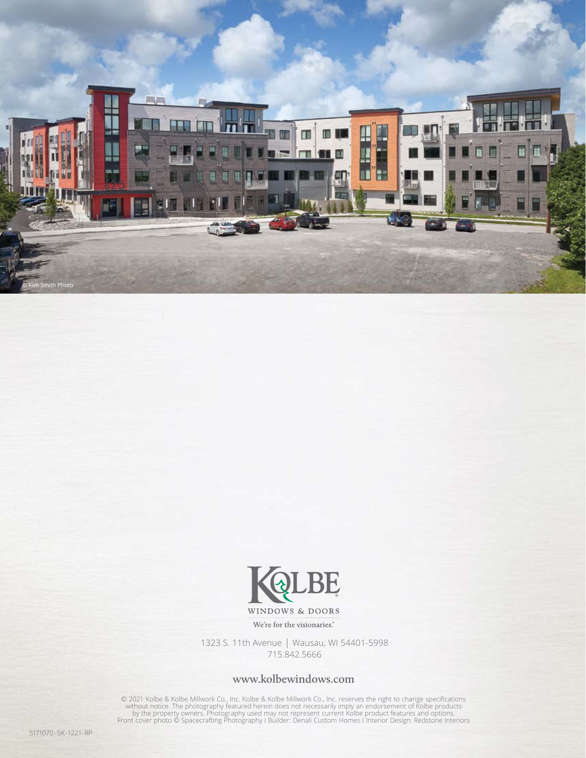© Kim Smith Photo

KOLBE

WINDOWS & DOORS

We're for the visionaries.®

1323 S. 11th Avenue | Wausau, WI 54401-5998

715.842.5666

www.kolbewindows.com

© 2021 Kolbe & Kolbe Millwork Co., Inc. Kolbe & Kolbe Millwork Co., Inc. reserves the right to change specifications without notice. The photography featured herein does not necessarily imply an endorsement of Kolbe products by the property owners. Photography used may not represent current Kolbe product features and options. Front cover photo © Spacecrafting Photography | Builder: Denali Custom Homes | Interior Design: Redstone Interiors

5171070-5K-1221-RP